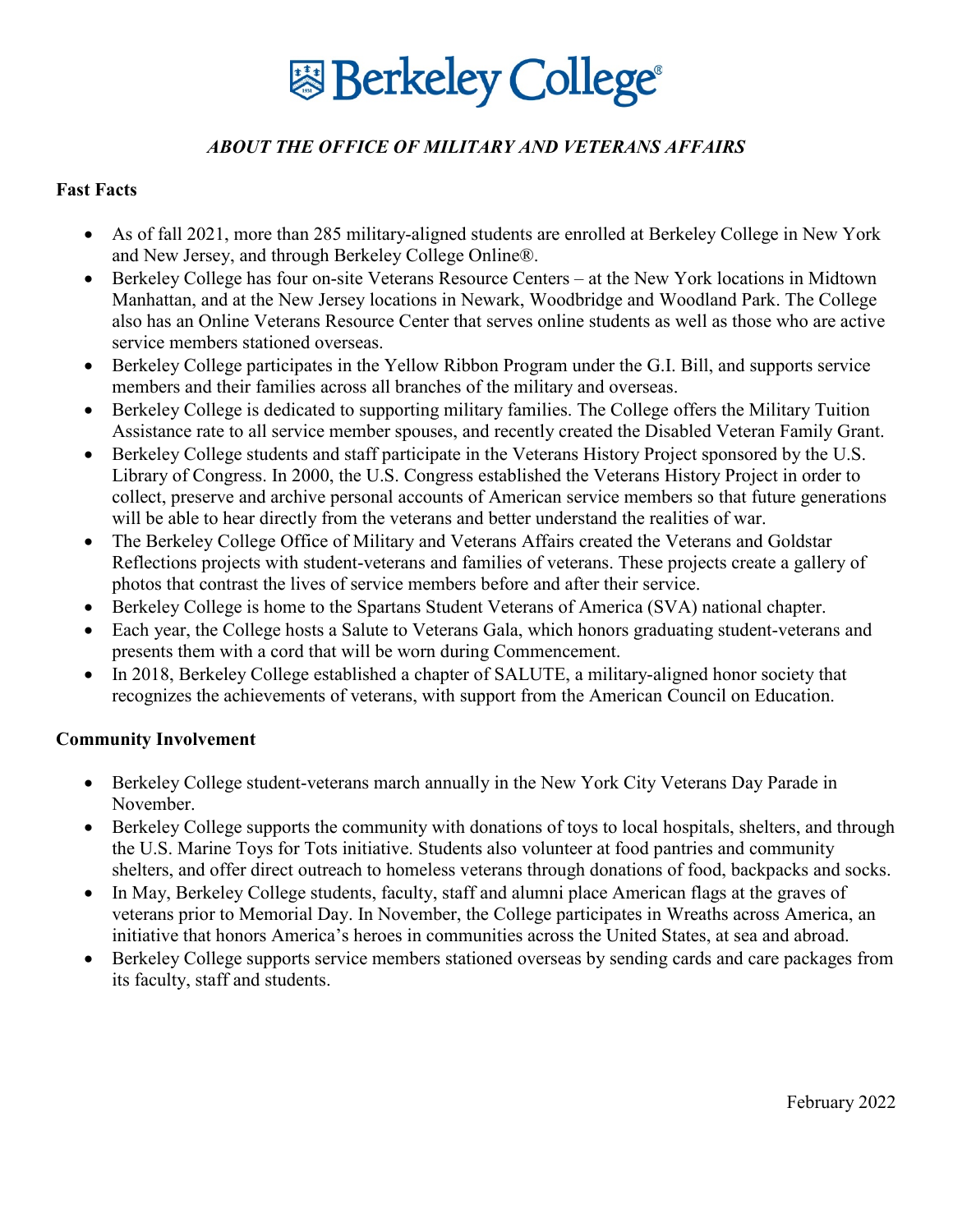# Berkeley College®

## *ABOUT THE OFFICE OF MILITARY AND VETERANS AFFAIRS*

### Fast Facts

- As of fall 2021, more than 285 military-aligned students are enrolled at Berkeley College in New York and New Jersey, and through Berkeley College Online®.
- Berkeley College has four on-site Veterans Resource Centers – at the New York locations in Midtown Manhattan, and at the New Jersey locations in Newark, Woodbridge and Woodland Park. The College also has an Online Veterans Resource Center that serves online students as well as those who are active service members stationed overseas.
- Berkeley College participates in the Yellow Ribbon Program under the G.I. Bill, and supports service members and their families across all branches of the military and overseas.
- Berkeley College is dedicated to supporting military families. The College offers the Military Tuition Assistance rate to all service member spouses, and recently created the Disabled Veteran Family Grant.
- Berkeley College students and staff participate in the Veterans History Project sponsored by the U.S. Library of Congress. In 2000, the U.S. Congress established the Veterans History Project in order to collect, preserve and archive personal accounts of American service members so that future generations will be able to hear directly from the veterans and better understand the realities of war.
- The Berkeley College Office of Military and Veterans Affairs created the Veterans and Goldstar Reflections projects with student-veterans and families of veterans. These projects create a gallery of photos that contrast the lives of service members before and after their service.
- Berkeley College is home to the Spartans Student Veterans of America (SVA) national chapter.
- Each year, the College hosts a Salute to Veterans Gala, which honors graduating student-veterans and presents them with a cord that will be worn during Commencement.
- In 2018, Berkeley College established a chapter of SALUTE, a military-aligned honor society that recognizes the achievements of veterans, with support from the American Council on Education.

### Community Involvement

- Berkeley College student-veterans march annually in the New York City Veterans Day Parade in November.
- Berkeley College supports the community with donations of toys to local hospitals, shelters, and through the U.S. Marine Toys for Tots initiative. Students also volunteer at food pantries and community shelters, and offer direct outreach to homeless veterans through donations of food, backpacks and socks.
- In May, Berkeley College students, faculty, staff and alumni place American flags at the graves of veterans prior to Memorial Day. In November, the College participates in Wreaths across America, an initiative that honors America's heroes in communities across the United States, at sea and abroad.
- Berkeley College supports service members stationed overseas by sending cards and care packages from its faculty, staff and students.

February 2022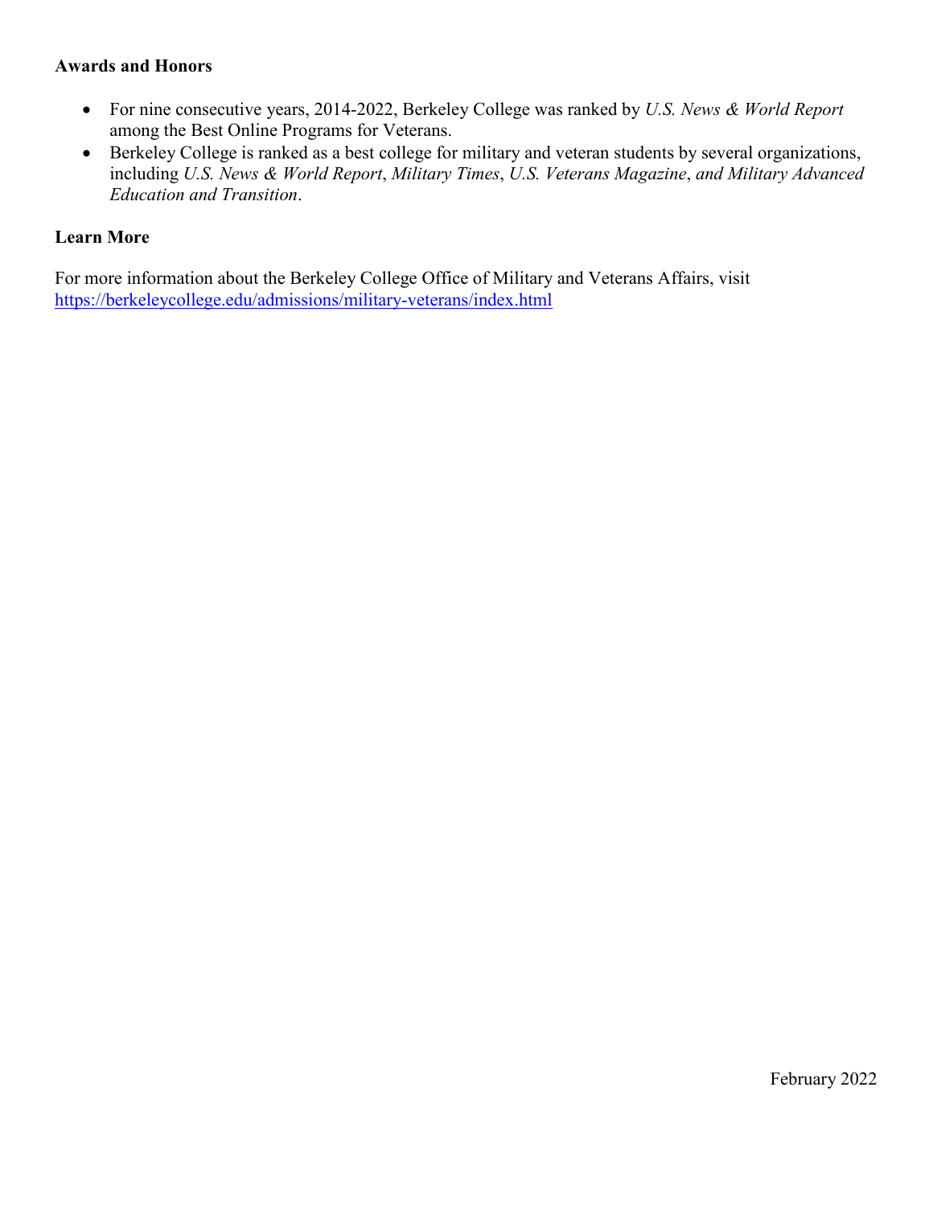**Awards and Honors**

- For nine consecutive years, 2014-2022, Berkeley College was ranked by *U.S. News & World Report* among the Best Online Programs for Veterans.
- Berkeley College is ranked as a best college for military and veteran students by several organizations, including *U.S. News & World Report*, *Military Times*, *U.S. Veterans Magazine*, *and Military Advanced Education and Transition*.

**Learn More**

For more information about the Berkeley College Office of Military and Veterans Affairs, visit [https://berkeleycollege.edu/admissions/military-veterans/index.html](https://berkeleycollege.edu/admissions/military-veterans/index.html)

February 2022